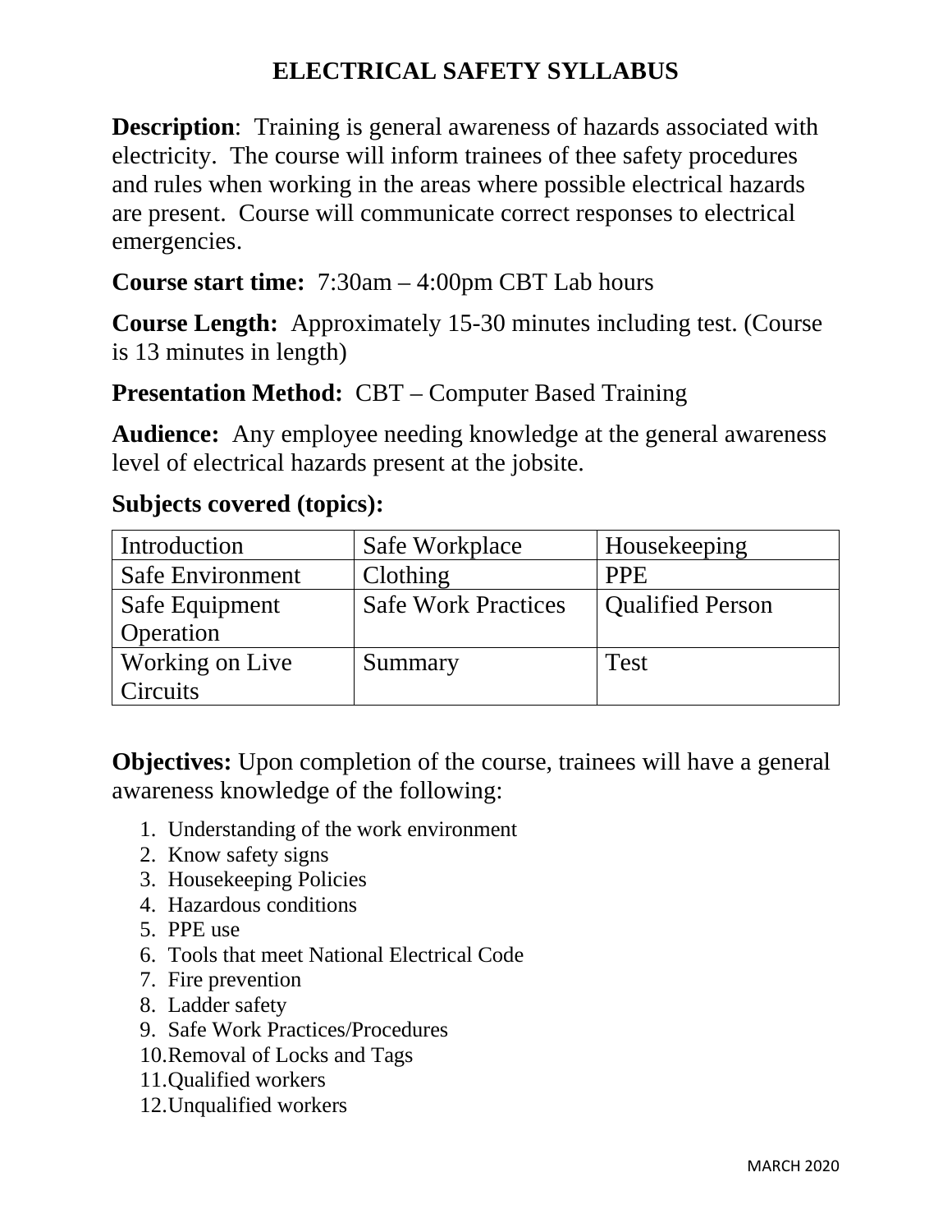# ELECTRICAL SAFETY SYLLABUS

**Description**: Training is general awareness of hazards associated with electricity. The course will inform trainees of thee safety procedures and rules when working in the areas where possible electrical hazards are present. Course will communicate correct responses to electrical emergencies.

**Course start time:** 7:30am – 4:00pm CBT Lab hours

**Course Length:** Approximately 15-30 minutes including test. (Course is 13 minutes in length)

**Presentation Method:** CBT – Computer Based Training

**Audience:** Any employee needing knowledge at the general awareness level of electrical hazards present at the jobsite.

**Subjects covered (topics):**

| | | |
|---|---|---|
| Introduction | Safe Workplace | Housekeeping |
| Safe Environment | Clothing | PPE |
| Safe Equipment Operation | Safe Work Practices | Qualified Person |
| Working on Live Circuits | Summary | Test |

**Objectives:** Upon completion of the course, trainees will have a general awareness knowledge of the following:

1. Understanding of the work environment
2. Know safety signs
3. Housekeeping Policies
4. Hazardous conditions
5. PPE use
6. Tools that meet National Electrical Code
7. Fire prevention
8. Ladder safety
9. Safe Work Practices/Procedures
10. Removal of Locks and Tags
11. Qualified workers
12. Unqualified workers

MARCH 2020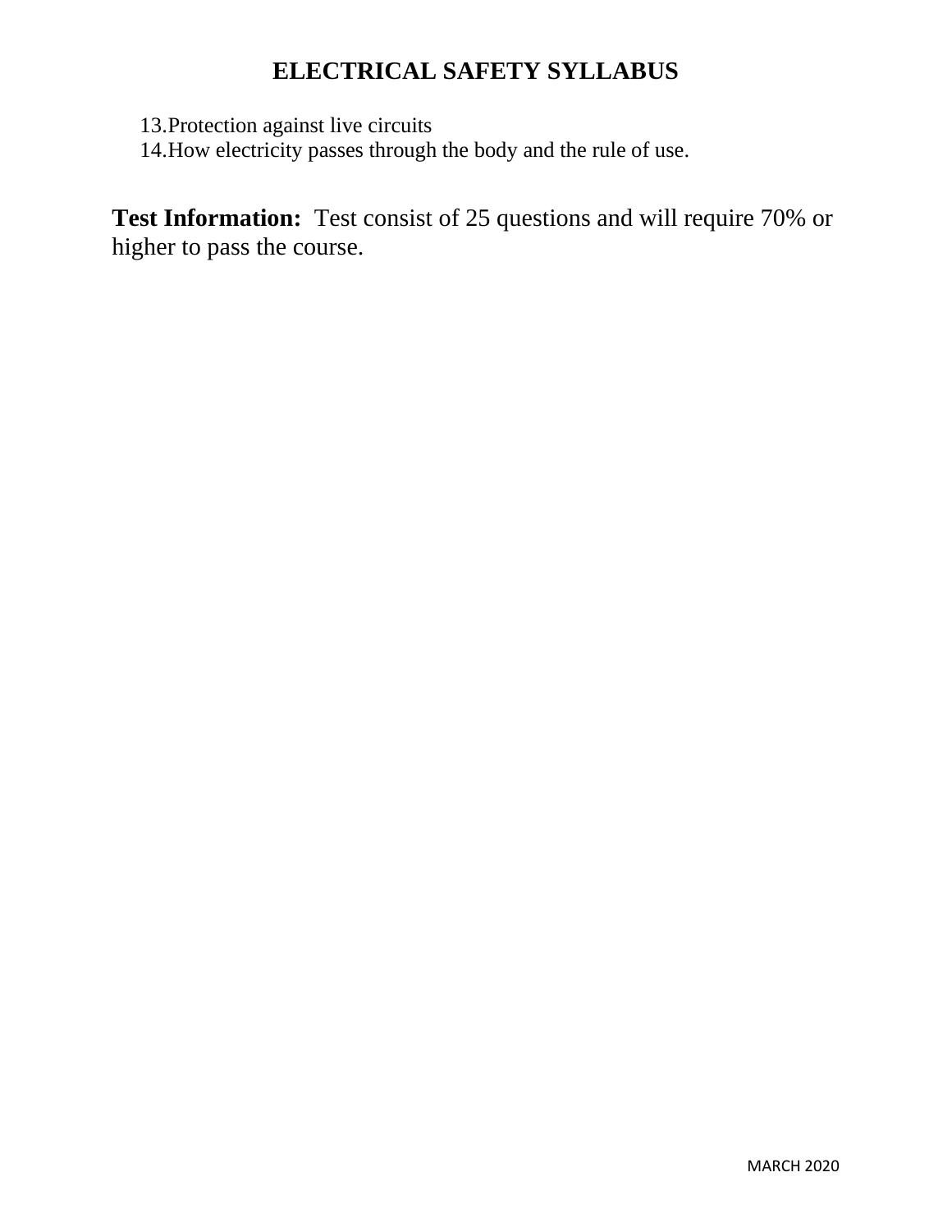13. Protection against live circuits
14. How electricity passes through the body and the rule of use.

**Test Information:** Test consist of 25 questions and will require 70% or higher to pass the course.